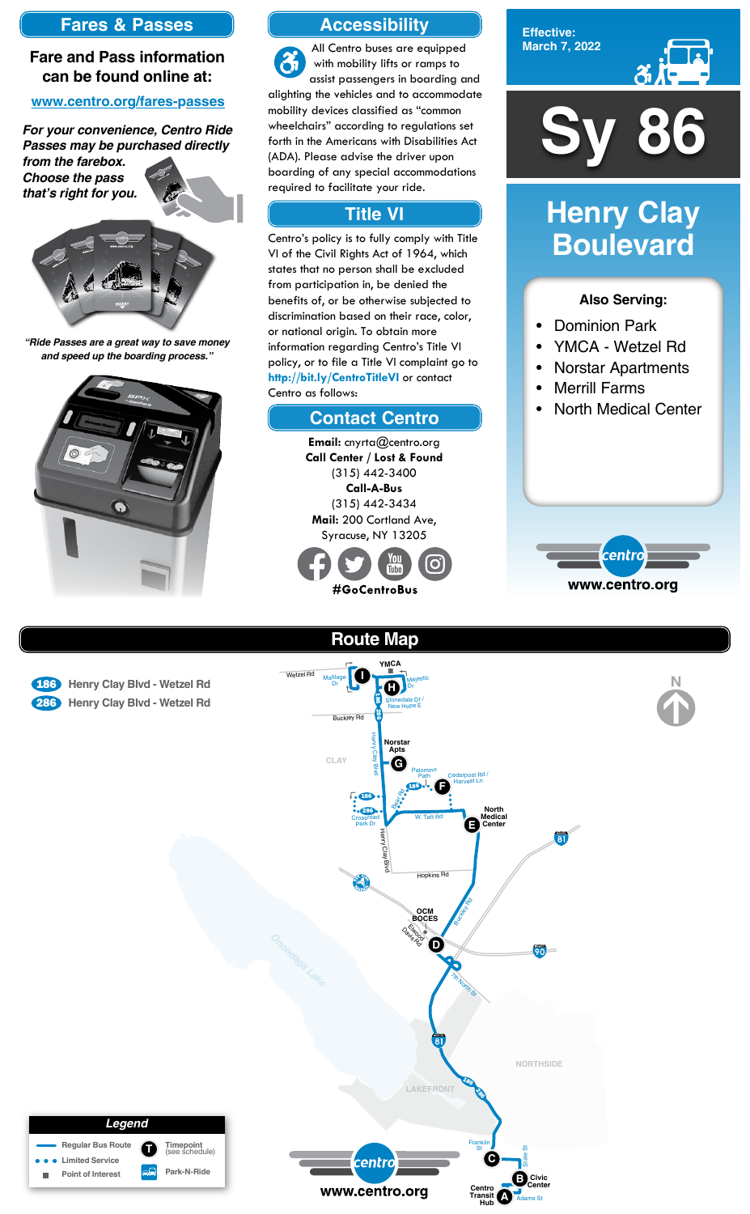## Fares & Passes

**Fare and Pass information can be found online at:**

[www.centro.org/fares-passes](www.centro.org/fares-passes)

***For your convenience, Centro Ride Passes may be purchased directly from the farebox. Choose the pass that's right for you.***

*"Ride Passes are a great way to save money and speed up the boarding process."*

## Accessibility

All Centro buses are equipped with mobility lifts or ramps to assist passengers in boarding and alighting the vehicles and to accommodate mobility devices classified as "common wheelchairs" according to regulations set forth in the Americans with Disabilities Act (ADA). Please advise the driver upon boarding of any special accommodations required to facilitate your ride.

## Title VI

Centro's policy is to fully comply with Title VI of the Civil Rights Act of 1964, which states that no person shall be excluded from participation in, be denied the benefits of, or be otherwise subjected to discrimination based on their race, color, or national origin. To obtain more information regarding Centro's Title VI policy, or to file a Title VI complaint go to **http://bit.ly/CentroTitleVI** or contact Centro as follows:

## Contact Centro

**Email:** cnyrta@centro.org
**Call Center / Lost & Found**
(315) 442-3400
**Call-A-Bus**
(315) 442-3434
**Mail:** 200 Cortland Ave, Syracuse, NY 13205

**#GoCentroBus**

**Effective: March 7, 2022**

# Sy 86

# Henry Clay Boulevard

**Also Serving:**

- Dominion Park
- YMCA - Wetzel Rd
- Norstar Apartments
- Merrill Farms
- North Medical Center

www.centro.org

## Route Map

- **186** Henry Clay Blvd - Wetzel Rd
- **286** Henry Clay Blvd - Wetzel Rd

Timepoints: I – Wetzel Rd / Mattlage Dr; H – YMCA / Stonedale Dr / New Hope E; G – Norstar Apts; F – Cedarpost Rd / Harvest Ln; E – North Medical Center; D – OCM BOCES / Elwood Davis Rd; C – Franklin St; B – Civic Center; A – Centro Transit Hub

**Legend**
- Regular Bus Route
- Limited Service
- Point of Interest
- Timepoint (see schedule)
- Park-N-Ride

www.centro.org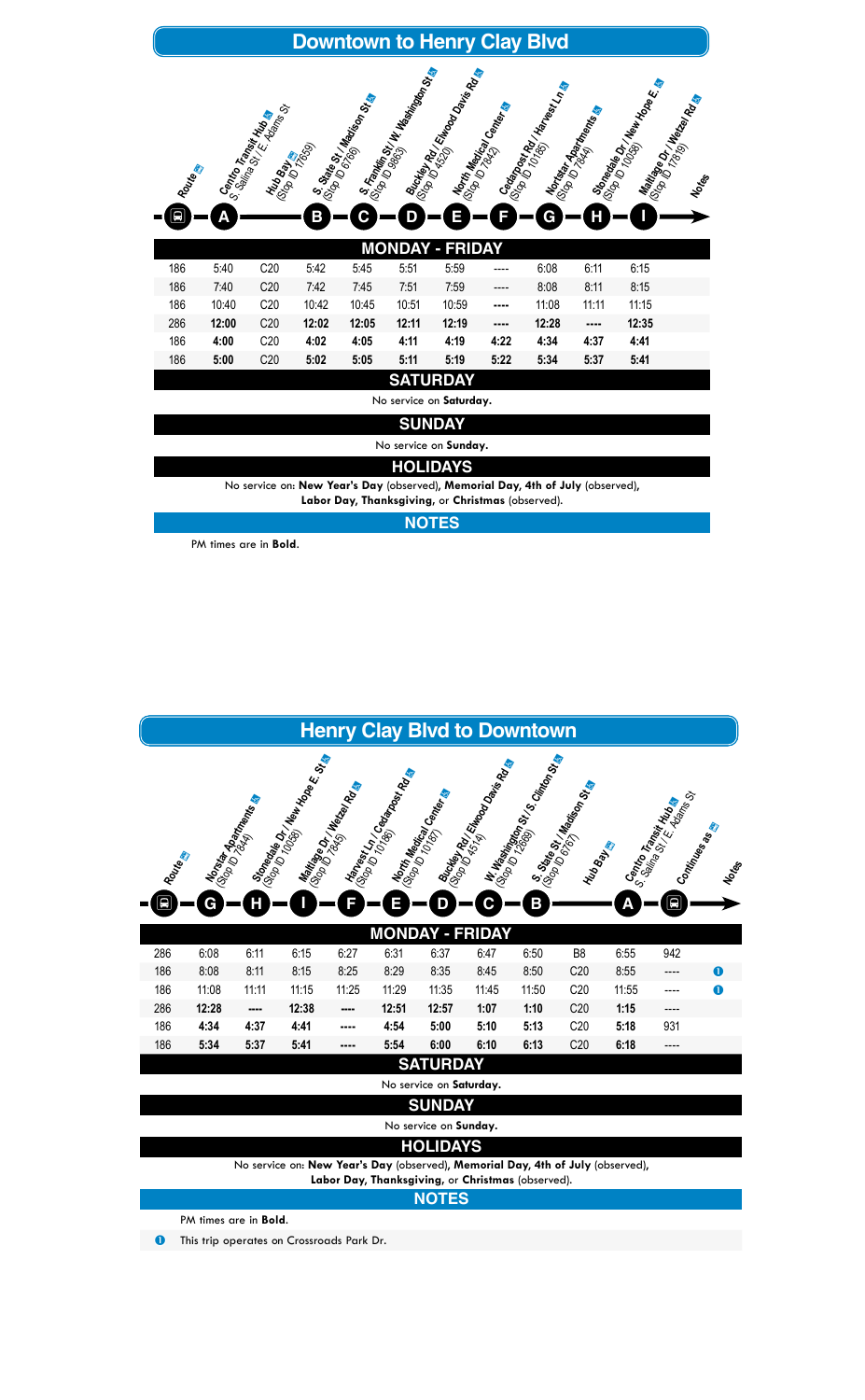# Downtown to Henry Clay Blvd

| Route | A Centro Transit Hub S. Salina St / E. Adams St | Hub Bay (Stop ID 17659) | B S. State St / Madison St (Stop ID 6766) | C S. Franklin St / W. Washington St (Stop ID 9863) | D Buckley Rd / Elwood Davis Rd (Stop ID 4520) | E North Medical Center (Stop ID 7842) | F Cedarpost Rd / Harvest Ln (Stop ID 10185) | G Norstar Apartments (Stop ID 7844) | H Stonedale Dr / New Hope E. (Stop ID 10058) | I Maltlage Dr / Wetzel Rd (Stop ID 17819) | Notes |
|---|---|---|---|---|---|---|---|---|---|---|---|
| **MONDAY - FRIDAY** | | | | | | | | | | | |
| 186 | 5:40 | C20 | 5:42 | 5:45 | 5:51 | 5:59 | ---- | 6:08 | 6:11 | 6:15 | |
| 186 | 7:40 | C20 | 7:42 | 7:45 | 7:51 | 7:59 | ---- | 8:08 | 8:11 | 8:15 | |
| 186 | 10:40 | C20 | 10:42 | 10:45 | 10:51 | 10:59 | ---- | 11:08 | 11:11 | 11:15 | |
| 286 | **12:00** | C20 | **12:02** | **12:05** | **12:11** | **12:19** | ---- | **12:28** | ---- | **12:35** | |
| 186 | **4:00** | C20 | **4:02** | **4:05** | **4:11** | **4:19** | **4:22** | **4:34** | **4:37** | **4:41** | |
| 186 | **5:00** | C20 | **5:02** | **5:05** | **5:11** | **5:19** | **5:22** | **5:34** | **5:37** | **5:41** | |

## SATURDAY

No service on **Saturday.**

## SUNDAY

No service on **Sunday.**

## HOLIDAYS

No service on: **New Year's Day** (observed), **Memorial Day**, **4th of July** (observed), **Labor Day**, **Thanksgiving**, or **Christmas** (observed).

## NOTES

PM times are in **Bold**.

# Henry Clay Blvd to Downtown

| Route | G Norstar Apartments (Stop ID 7844) | H Stonedale Dr / New Hope E. St (Stop ID 10058) | I Maltlage Dr / Wetzel Rd (Stop ID 7845) | F Harvest Ln / Cedarpost Rd (Stop ID 10186) | E North Medical Center (Stop ID 10187) | D Buckley Rd / Elwood Davis Rd (Stop ID 4514) | C W. Washington St / S. Clinton St (Stop ID 12669) | B S. State St / Madison St (Stop ID 6767) | Hub Bay | A Centro Transit Hub S. Salina St / E. Adams St | Continues as | Notes |
|---|---|---|---|---|---|---|---|---|---|---|---|---|
| **MONDAY - FRIDAY** | | | | | | | | | | | | |
| 286 | 6:08 | 6:11 | 6:15 | 6:27 | 6:31 | 6:37 | 6:47 | 6:50 | B8 | 6:55 | 942 | |
| 186 | 8:08 | 8:11 | 8:15 | 8:25 | 8:29 | 8:35 | 8:45 | 8:50 | C20 | 8:55 | ---- | 1 |
| 186 | 11:08 | 11:11 | 11:15 | 11:25 | 11:29 | 11:35 | 11:45 | 11:50 | C20 | 11:55 | ---- | 1 |
| 286 | **12:28** | ---- | **12:38** | ---- | **12:51** | **12:57** | **1:07** | **1:10** | C20 | **1:15** | ---- | |
| 186 | **4:34** | **4:37** | **4:41** | ---- | **4:54** | **5:00** | **5:10** | **5:13** | C20 | **5:18** | 931 | |
| 186 | **5:34** | **5:37** | **5:41** | ---- | **5:54** | **6:00** | **6:10** | **6:13** | C20 | **6:18** | ---- | |

## SATURDAY

No service on **Saturday.**

## SUNDAY

No service on **Sunday.**

## HOLIDAYS

No service on: **New Year's Day** (observed), **Memorial Day**, **4th of July** (observed), **Labor Day**, **Thanksgiving**, or **Christmas** (observed).

## NOTES

PM times are in **Bold**.

1 This trip operates on Crossroads Park Dr.